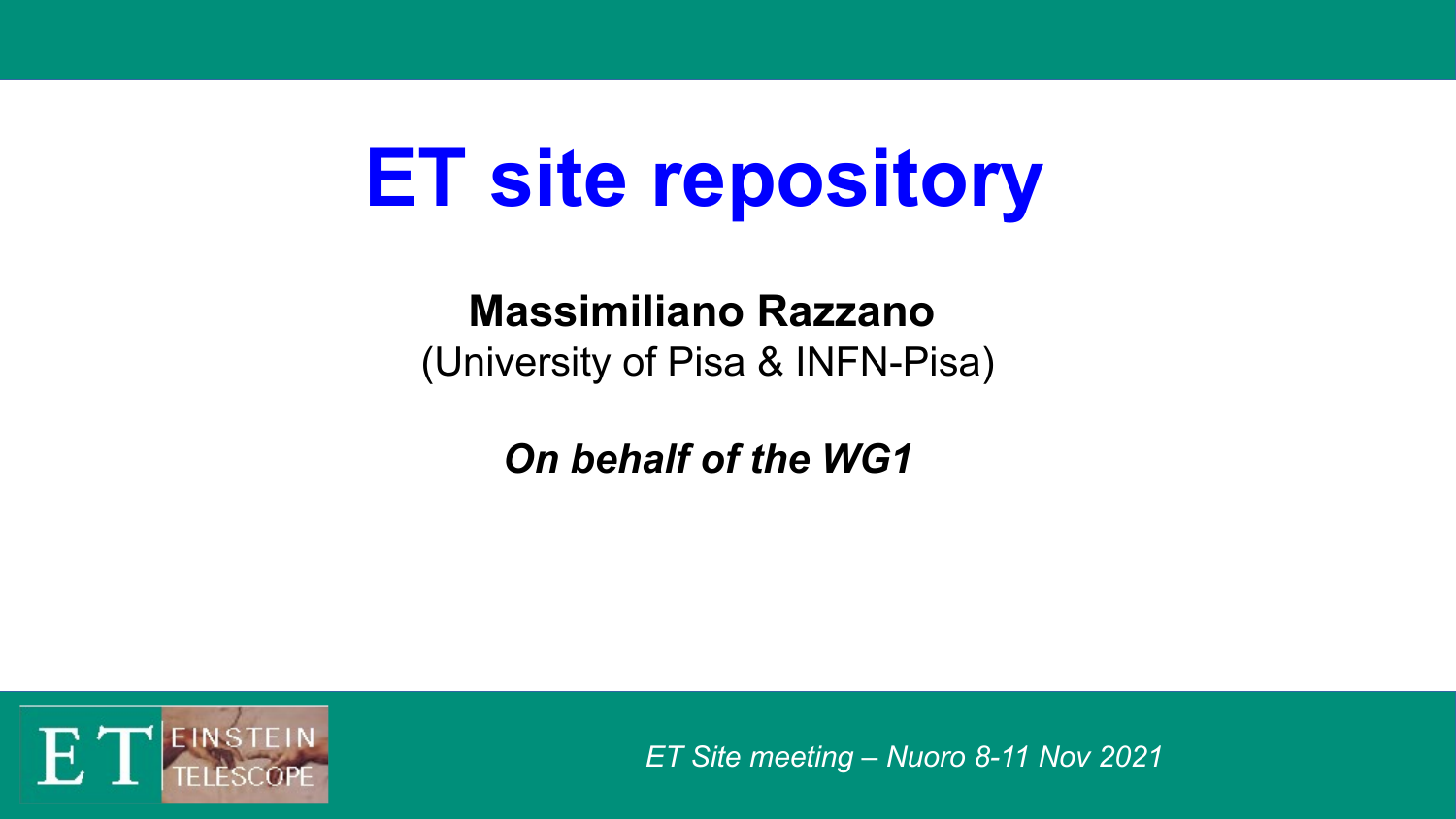# ET site repository

**Massimiliano Razzano**
(University of Pisa & INFN-Pisa)

***On behalf of the WG1***

*ET Site meeting – Nuoro 8-11 Nov 2021*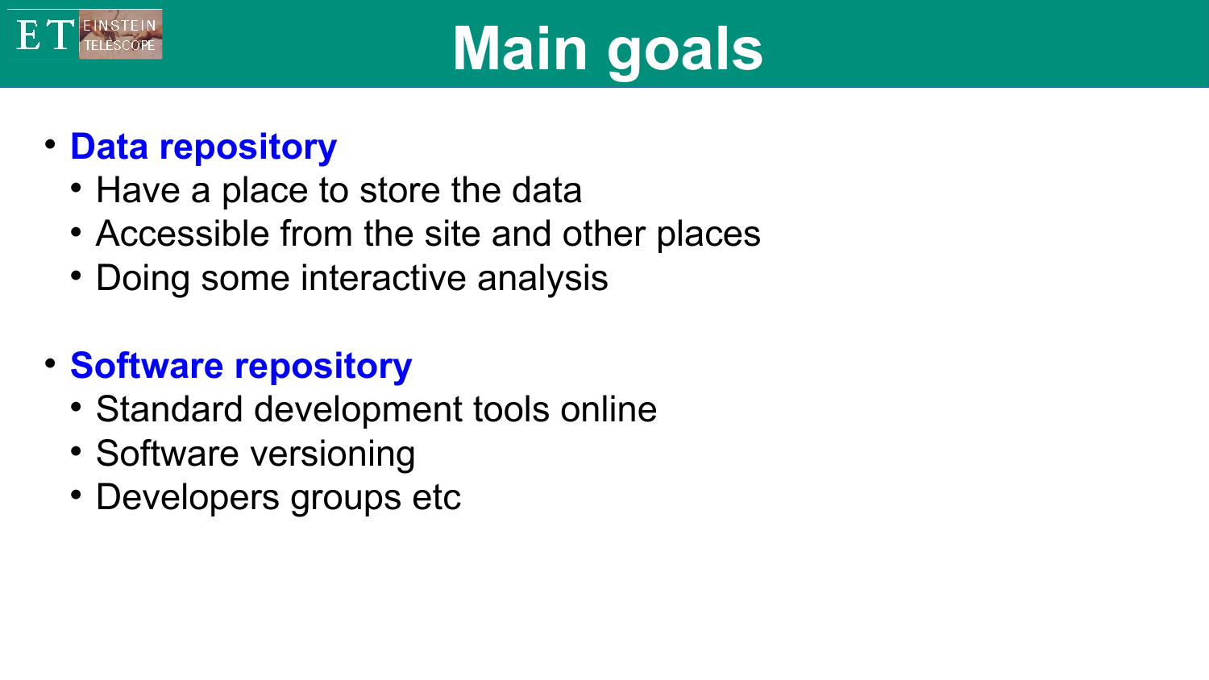# Main goals

- **Data repository**
  - Have a place to store the data
  - Accessible from the site and other places
  - Doing some interactive analysis

- **Software repository**
  - Standard development tools online
  - Software versioning
  - Developers groups etc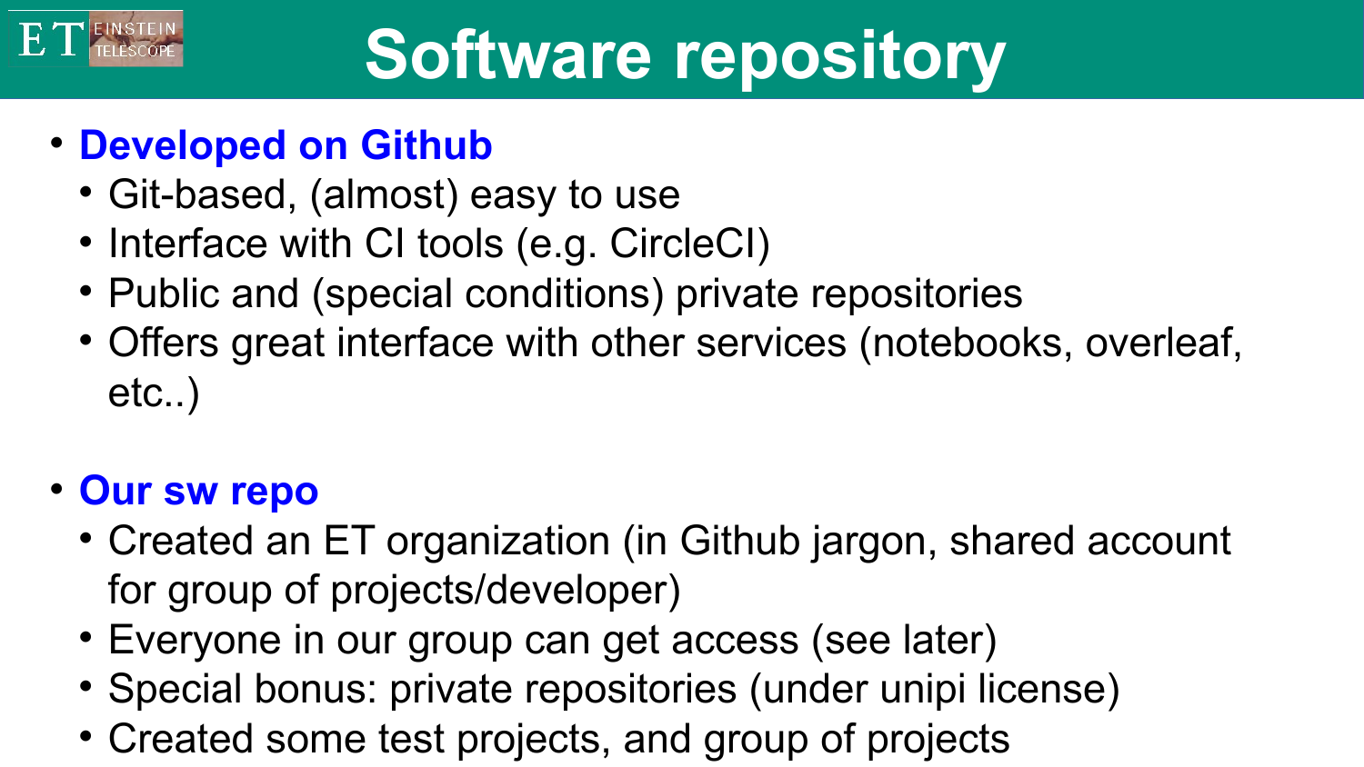# Software repository

- **Developed on Github**
  - Git-based, (almost) easy to use
  - Interface with CI tools (e.g. CircleCI)
  - Public and (special conditions) private repositories
  - Offers great interface with other services (notebooks, overleaf, etc..)

- **Our sw repo**
  - Created an ET organization (in Github jargon, shared account for group of projects/developer)
  - Everyone in our group can get access (see later)
  - Special bonus: private repositories (under unipi license)
  - Created some test projects, and group of projects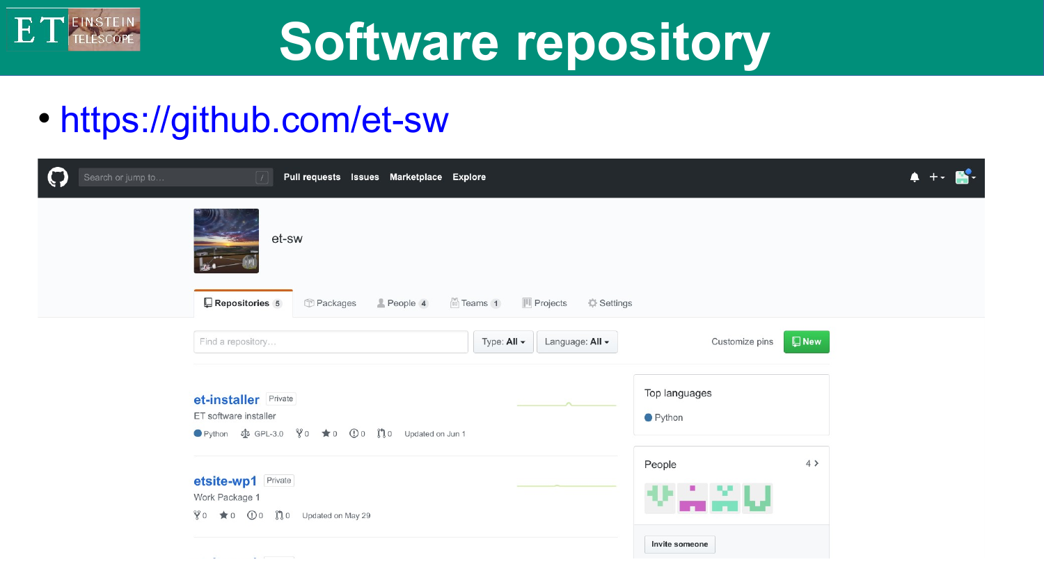# Software repository

- https://github.com/et-sw

Pull requests Issues Marketplace Explore

et-sw

Repositories 5 | Packages | People 4 | Teams 1 | Projects | Settings

Find a repository… Type: All Language: All Customize pins New

**et-installer** Private

ET software installer

Python GPL-3.0 0 0 0 0 Updated on Jun 1

**etsite-wp1** Private

Work Package 1

0 0 0 0 Updated on May 29

Top languages

- Python

People 4

Invite someone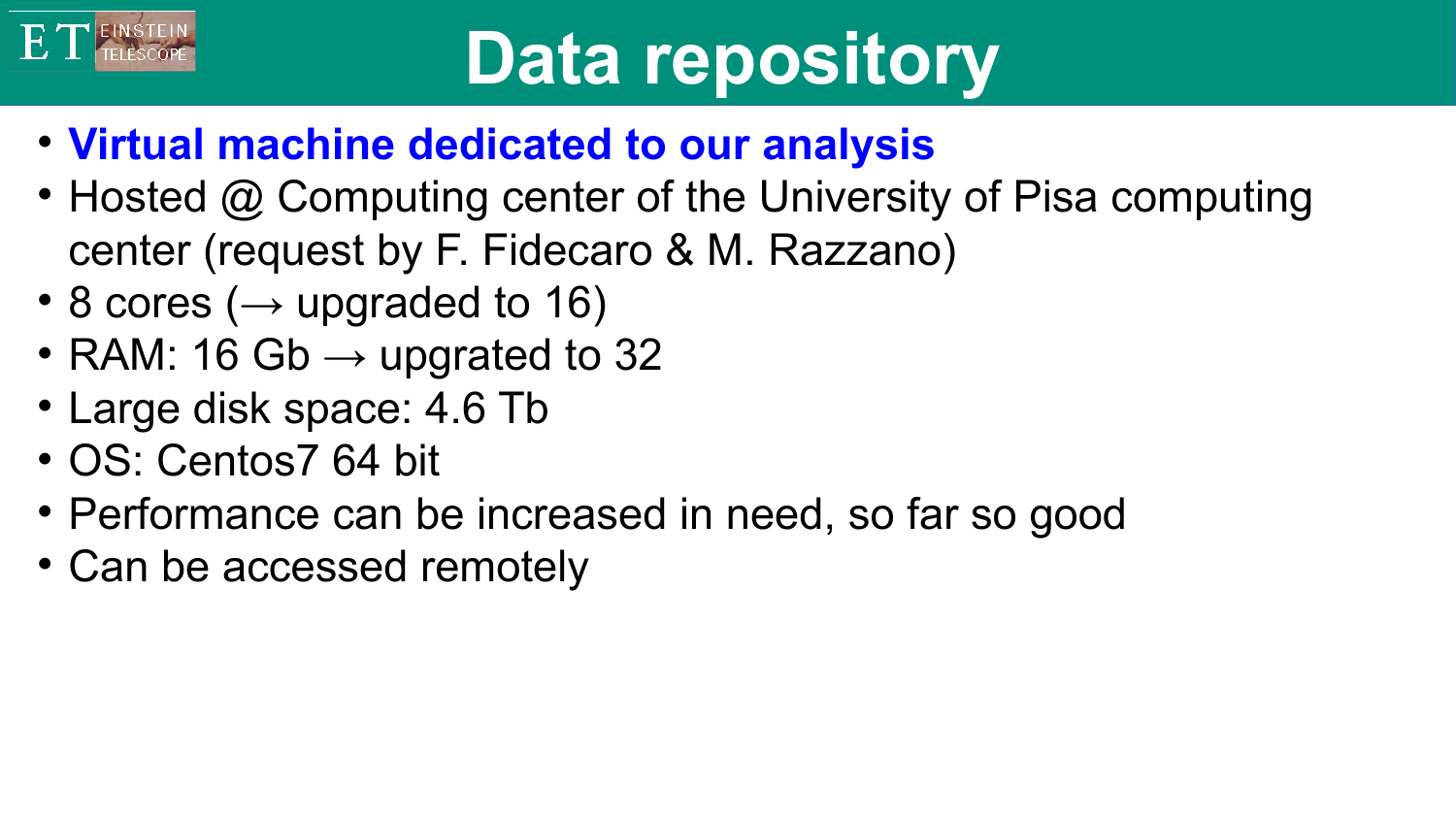# Data repository

- **Virtual machine dedicated to our analysis**
- Hosted @ Computing center of the University of Pisa computing center (request by F. Fidecaro & M. Razzano)
- 8 cores (→ upgraded to 16)
- RAM: 16 Gb → upgrated to 32
- Large disk space: 4.6 Tb
- OS: Centos7 64 bit
- Performance can be increased in need, so far so good
- Can be accessed remotely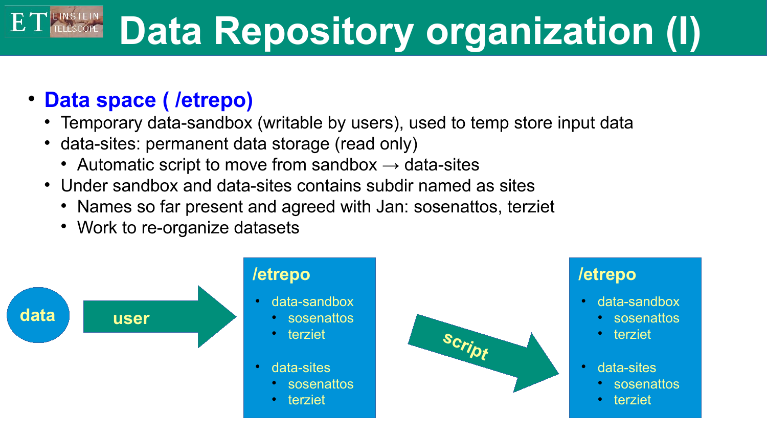# Data Repository organization (I)

- **Data space ( /etrepo)**
  - Temporary data-sandbox (writable by users), used to temp store input data
  - data-sites: permanent data storage (read only)
    - Automatic script to move from sandbox → data-sites
  - Under sandbox and data-sites contains subdir named as sites
    - Names so far present and agreed with Jan: sosenattos, terziet
    - Work to re-organize datasets

data → user →

**/etrepo**

- data-sandbox
  - sosenattos
  - terziet
- data-sites
  - sosenattos
  - terziet

→ script →

**/etrepo**

- data-sandbox
  - sosenattos
  - terziet
- data-sites
  - sosenattos
  - terziet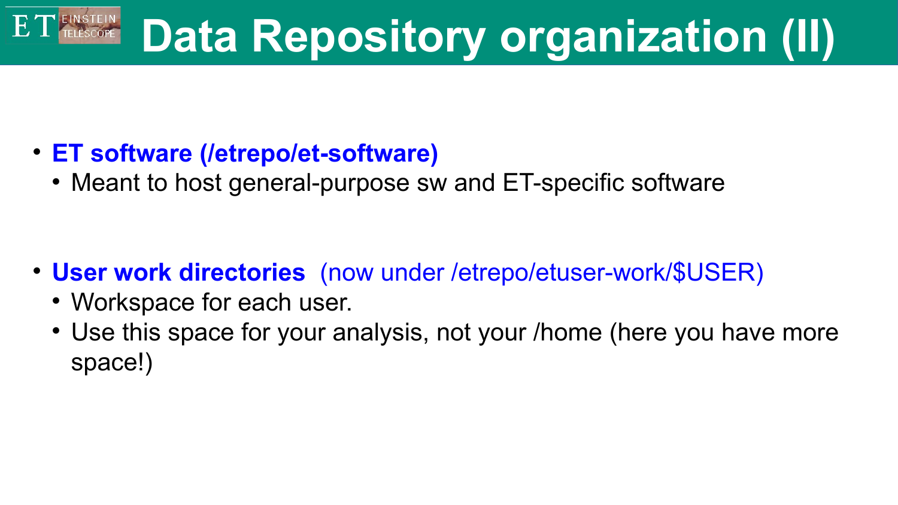# Data Repository organization (II)

- **ET software (/etrepo/et-software)**
  - Meant to host general-purpose sw and ET-specific software

- **User work directories** (now under /etrepo/etuser-work/$USER)
  - Workspace for each user.
  - Use this space for your analysis, not your /home (here you have more space!)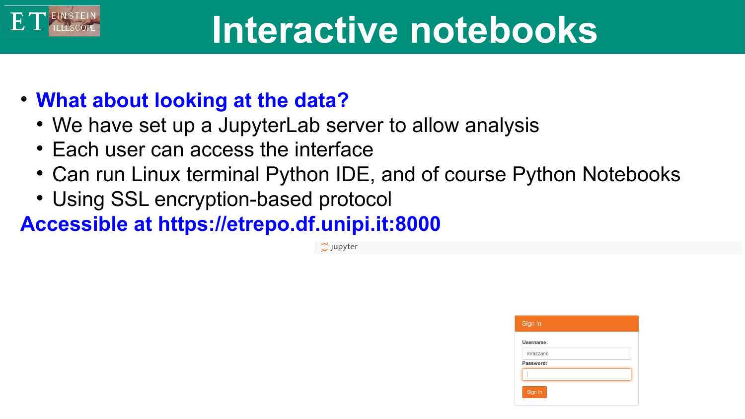# Interactive notebooks

- **What about looking at the data?**
  - We have set up a JupyterLab server to allow analysis
  - Each user can access the interface
  - Can run Linux terminal Python IDE, and of course Python Notebooks
  - Using SSL encryption-based protocol

**Accessible at https://etrepo.df.unipi.it:8000**

jupyter

Sign in

Username:

mrazzano

Password:

Sign In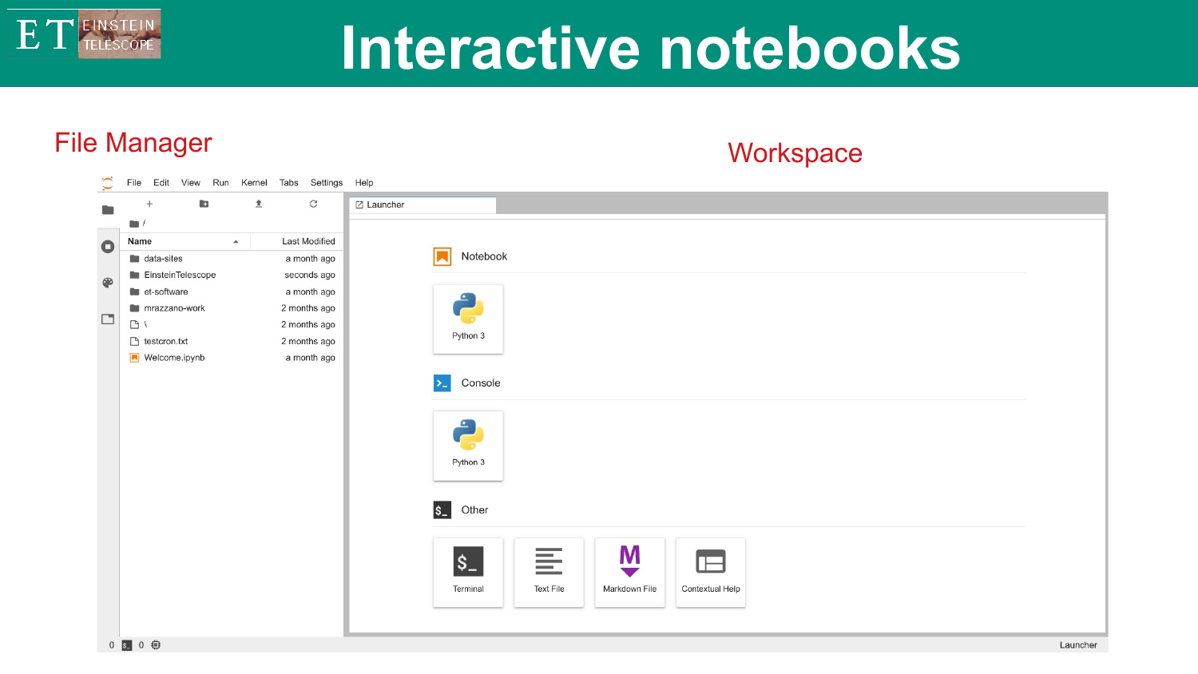# Interactive notebooks

File Manager

Workspace

File Edit View Run Kernel Tabs Settings Help

/

| Name | Last Modified |
| --- | --- |
| data-sites | a month ago |
| EinsteinTelescope | seconds ago |
| et-software | a month ago |
| mrazzano-work | 2 months ago |
| \ | 2 months ago |
| testcron.txt | 2 months ago |
| Welcome.ipynb | a month ago |

Launcher

Notebook

Python 3

Console

Python 3

Other

Terminal

Text File

Markdown File

Contextual Help

0 0

Launcher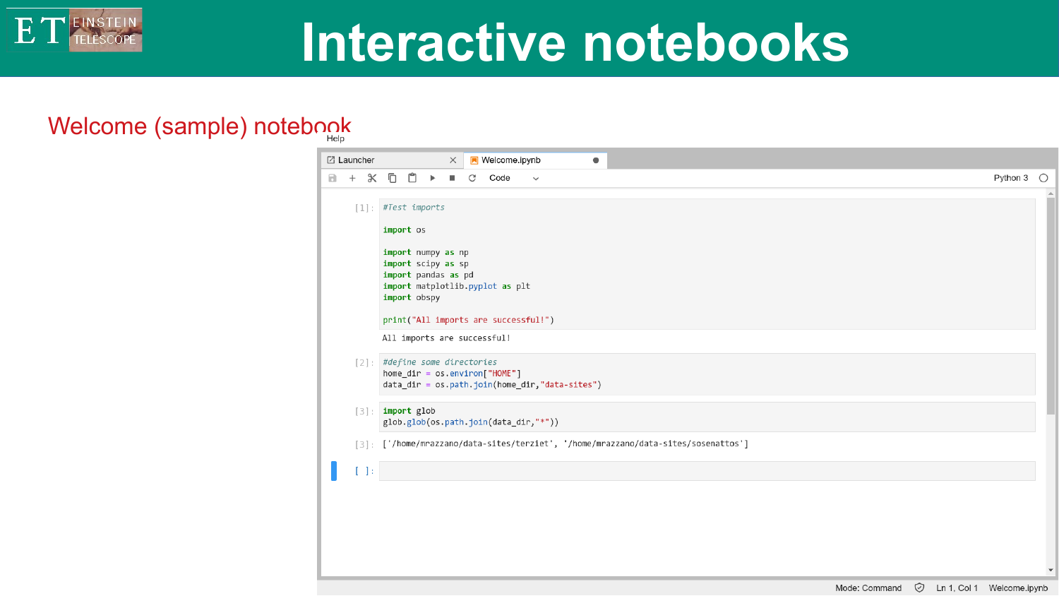# Interactive notebooks

## Welcome (sample) notebook

Help

Launcher | Welcome.ipynb

Python 3

[1]:
```
#Test imports

import os

import numpy as np
import scipy as sp
import pandas as pd
import matplotlib.pyplot as plt
import obspy

print("All imports are successful!")
```

```
All imports are successful!
```

[2]:
```
#define some directories
home_dir = os.environ["HOME"]
data_dir = os.path.join(home_dir,"data-sites")
```

[3]:
```
import glob
glob.glob(os.path.join(data_dir,"*"))
```

[3]:
```
['/home/mrazzano/data-sites/terziet', '/home/mrazzano/data-sites/sosenattos']
```

[ ]:

Mode: Command | Ln 1, Col 1 | Welcome.ipynb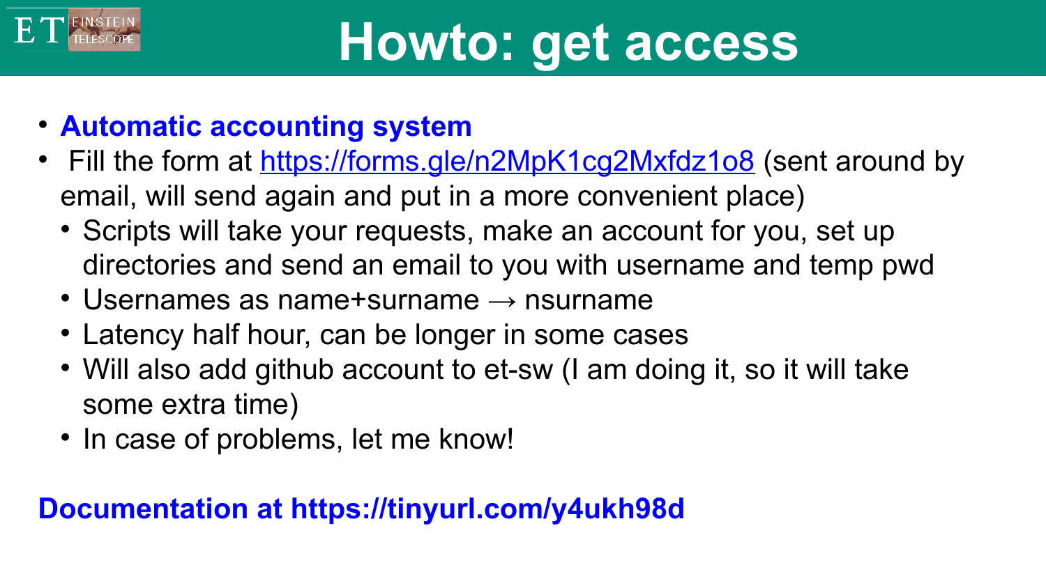# Howto: get access

- **Automatic accounting system**
- Fill the form at https://forms.gle/n2MpK1cg2Mxfdz1o8 (sent around by email, will send again and put in a more convenient place)
  - Scripts will take your requests, make an account for you, set up directories and send an email to you with username and temp pwd
  - Usernames as name+surname → nsurname
  - Latency half hour, can be longer in some cases
  - Will also add github account to et-sw (I am doing it, so it will take some extra time)
  - In case of problems, let me know!

**Documentation at https://tinyurl.com/y4ukh98d**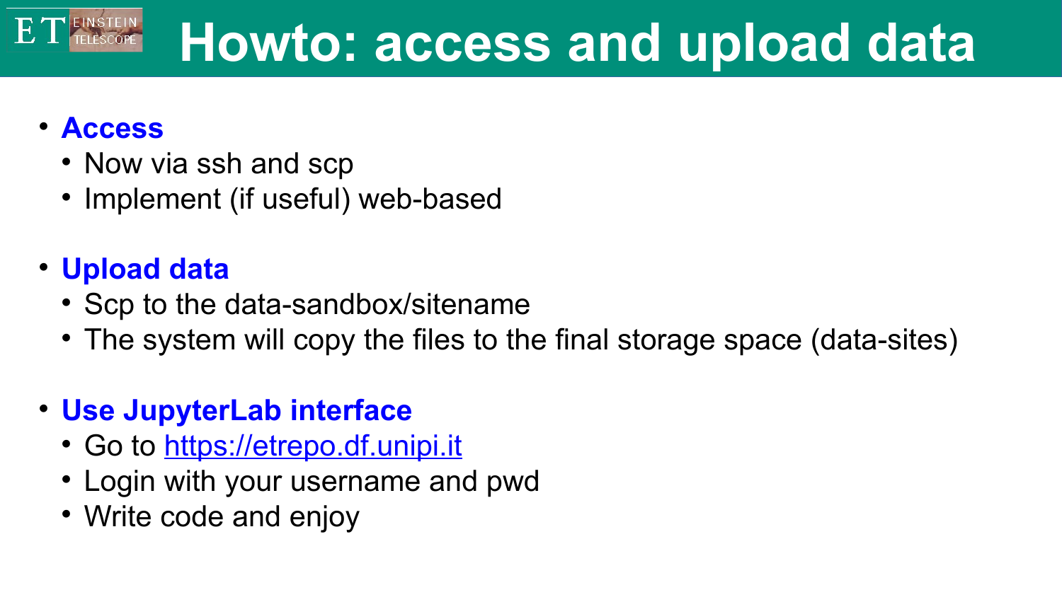# Howto: access and upload data

- **Access**
  - Now via ssh and scp
  - Implement (if useful) web-based

- **Upload data**
  - Scp to the data-sandbox/sitename
  - The system will copy the files to the final storage space (data-sites)

- **Use JupyterLab interface**
  - Go to [https://etrepo.df.unipi.it](https://etrepo.df.unipi.it)
  - Login with your username and pwd
  - Write code and enjoy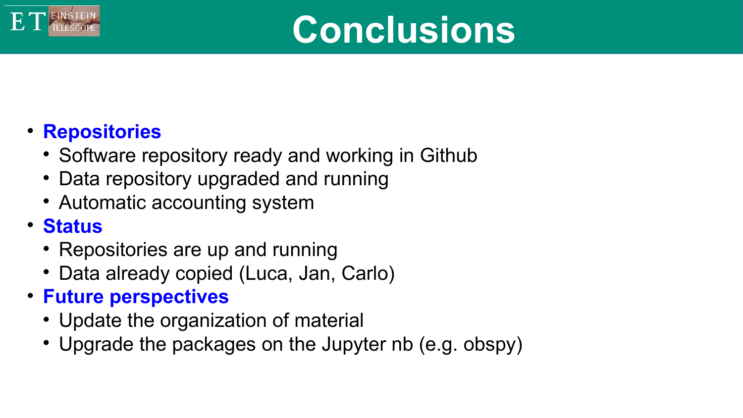# Conclusions

- **Repositories**
  - Software repository ready and working in Github
  - Data repository upgraded and running
  - Automatic accounting system
- **Status**
  - Repositories are up and running
  - Data already copied (Luca, Jan, Carlo)
- **Future perspectives**
  - Update the organization of material
  - Upgrade the packages on the Jupyter nb (e.g. obspy)